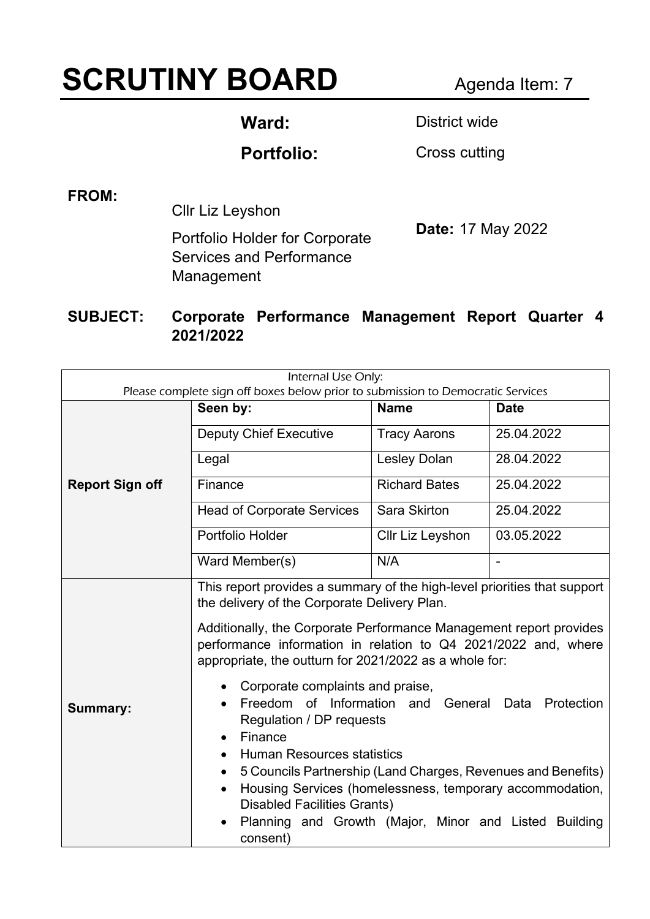# SCRUTINY BOARD

Agenda Item: 7

**Ward:** District wide

**Portfolio:** Cross cutting

**FROM:**

Cllr Liz Leyshon

Portfolio Holder for Corporate Services and Performance Management

**Date:** 17 May 2022

**SUBJECT: Corporate Performance Management Report Quarter 4 2021/2022**

| Internal Use Only: Please complete sign off boxes below prior to submission to Democratic Services | | | |
|---|---|---|---|
| **Report Sign off** | **Seen by:** | **Name** | **Date** |
| | Deputy Chief Executive | Tracy Aarons | 25.04.2022 |
| | Legal | Lesley Dolan | 28.04.2022 |
| | Finance | Richard Bates | 25.04.2022 |
| | Head of Corporate Services | Sara Skirton | 25.04.2022 |
| | Portfolio Holder | Cllr Liz Leyshon | 03.05.2022 |
| | Ward Member(s) | N/A | - |
| **Summary:** | This report provides a summary of the high-level priorities that support the delivery of the Corporate Delivery Plan.<br><br>Additionally, the Corporate Performance Management report provides performance information in relation to Q4 2021/2022 and, where appropriate, the outturn for 2021/2022 as a whole for:<br><br>• Corporate complaints and praise,<br>• Freedom of Information and General Data Protection Regulation / DP requests<br>• Finance<br>• Human Resources statistics<br>• 5 Councils Partnership (Land Charges, Revenues and Benefits)<br>• Housing Services (homelessness, temporary accommodation, Disabled Facilities Grants)<br>• Planning and Growth (Major, Minor and Listed Building consent) | | |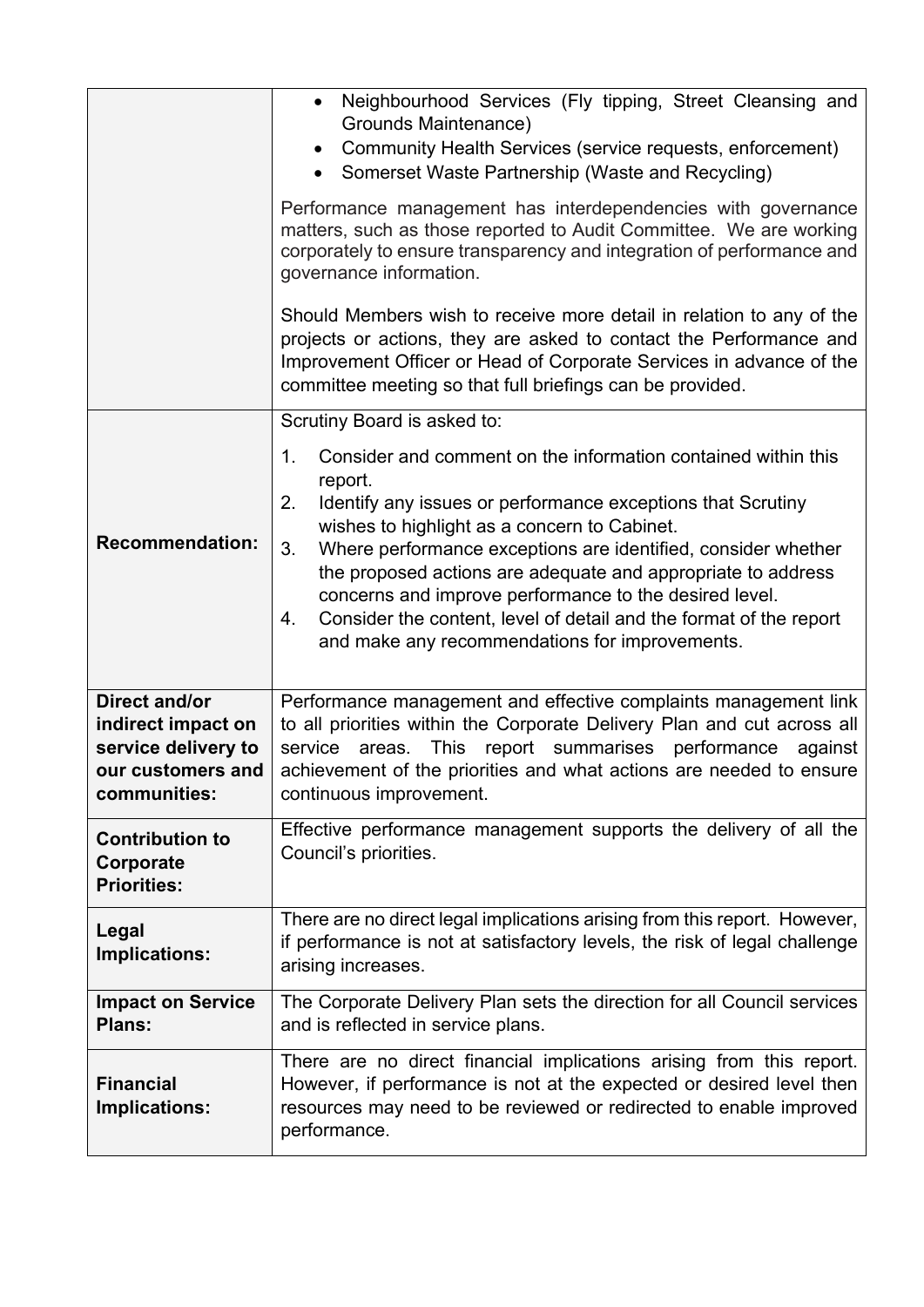| | |
|---|---|
| | • Neighbourhood Services (Fly tipping, Street Cleansing and Grounds Maintenance)<br>• Community Health Services (service requests, enforcement)<br>• Somerset Waste Partnership (Waste and Recycling)<br><br>Performance management has interdependencies with governance matters, such as those reported to Audit Committee. We are working corporately to ensure transparency and integration of performance and governance information.<br><br>Should Members wish to receive more detail in relation to any of the projects or actions, they are asked to contact the Performance and Improvement Officer or Head of Corporate Services in advance of the committee meeting so that full briefings can be provided. |
| **Recommendation:** | Scrutiny Board is asked to:<br><br>1. Consider and comment on the information contained within this report.<br>2. Identify any issues or performance exceptions that Scrutiny wishes to highlight as a concern to Cabinet.<br>3. Where performance exceptions are identified, consider whether the proposed actions are adequate and appropriate to address concerns and improve performance to the desired level.<br>4. Consider the content, level of detail and the format of the report and make any recommendations for improvements. |
| **Direct and/or indirect impact on service delivery to our customers and communities:** | Performance management and effective complaints management link to all priorities within the Corporate Delivery Plan and cut across all service areas. This report summarises performance against achievement of the priorities and what actions are needed to ensure continuous improvement. |
| **Contribution to Corporate Priorities:** | Effective performance management supports the delivery of all the Council's priorities. |
| **Legal Implications:** | There are no direct legal implications arising from this report. However, if performance is not at satisfactory levels, the risk of legal challenge arising increases. |
| **Impact on Service Plans:** | The Corporate Delivery Plan sets the direction for all Council services and is reflected in service plans. |
| **Financial Implications:** | There are no direct financial implications arising from this report. However, if performance is not at the expected or desired level then resources may need to be reviewed or redirected to enable improved performance. |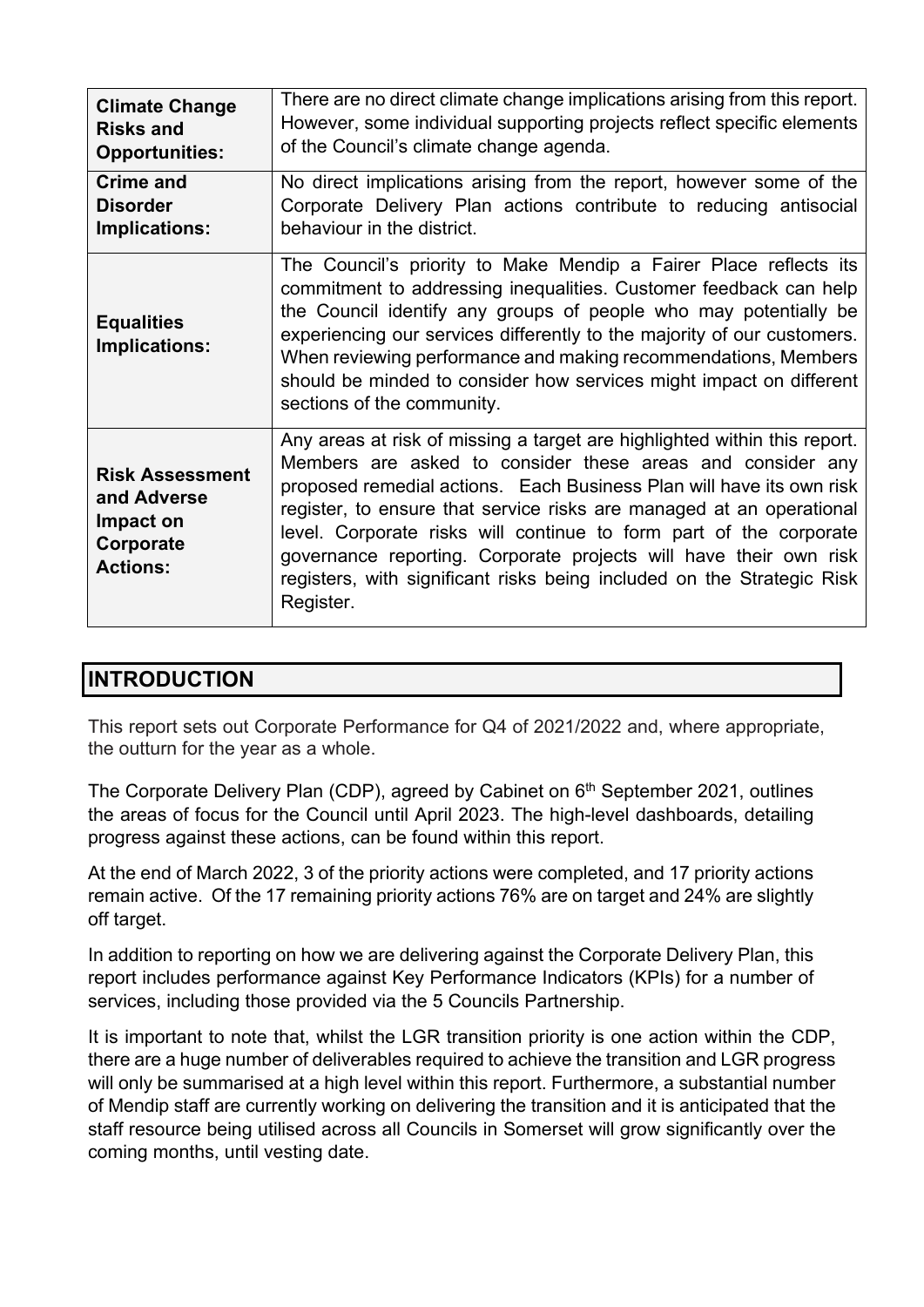| | |
|---|---|
| **Climate Change Risks and Opportunities:** | There are no direct climate change implications arising from this report. However, some individual supporting projects reflect specific elements of the Council's climate change agenda. |
| **Crime and Disorder Implications:** | No direct implications arising from the report, however some of the Corporate Delivery Plan actions contribute to reducing antisocial behaviour in the district. |
| **Equalities Implications:** | The Council's priority to Make Mendip a Fairer Place reflects its commitment to addressing inequalities. Customer feedback can help the Council identify any groups of people who may potentially be experiencing our services differently to the majority of our customers. When reviewing performance and making recommendations, Members should be minded to consider how services might impact on different sections of the community. |
| **Risk Assessment and Adverse Impact on Corporate Actions:** | Any areas at risk of missing a target are highlighted within this report. Members are asked to consider these areas and consider any proposed remedial actions. Each Business Plan will have its own risk register, to ensure that service risks are managed at an operational level. Corporate risks will continue to form part of the corporate governance reporting. Corporate projects will have their own risk registers, with significant risks being included on the Strategic Risk Register. |

## INTRODUCTION

This report sets out Corporate Performance for Q4 of 2021/2022 and, where appropriate, the outturn for the year as a whole.

The Corporate Delivery Plan (CDP), agreed by Cabinet on 6th September 2021, outlines the areas of focus for the Council until April 2023. The high-level dashboards, detailing progress against these actions, can be found within this report.

At the end of March 2022, 3 of the priority actions were completed, and 17 priority actions remain active. Of the 17 remaining priority actions 76% are on target and 24% are slightly off target.

In addition to reporting on how we are delivering against the Corporate Delivery Plan, this report includes performance against Key Performance Indicators (KPIs) for a number of services, including those provided via the 5 Councils Partnership.

It is important to note that, whilst the LGR transition priority is one action within the CDP, there are a huge number of deliverables required to achieve the transition and LGR progress will only be summarised at a high level within this report. Furthermore, a substantial number of Mendip staff are currently working on delivering the transition and it is anticipated that the staff resource being utilised across all Councils in Somerset will grow significantly over the coming months, until vesting date.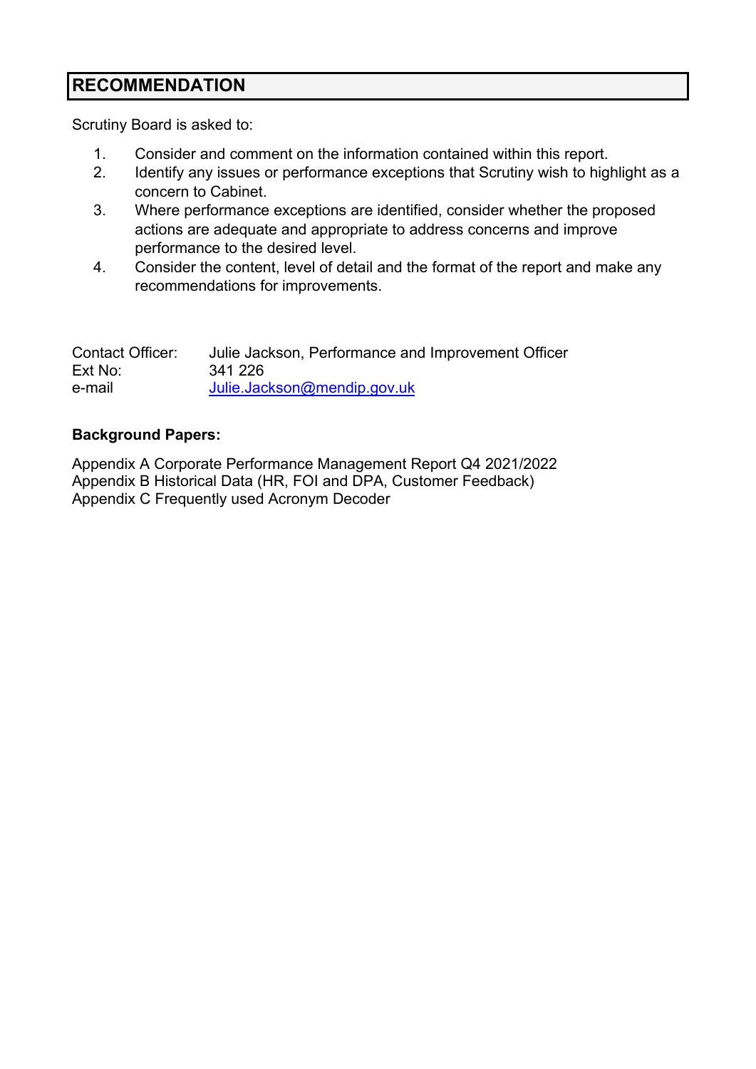## RECOMMENDATION

Scrutiny Board is asked to:

1. Consider and comment on the information contained within this report.
2. Identify any issues or performance exceptions that Scrutiny wish to highlight as a concern to Cabinet.
3. Where performance exceptions are identified, consider whether the proposed actions are adequate and appropriate to address concerns and improve performance to the desired level.
4. Consider the content, level of detail and the format of the report and make any recommendations for improvements.

| | |
|---|---|
| Contact Officer: | Julie Jackson, Performance and Improvement Officer |
| Ext No: | 341 226 |
| e-mail | Julie.Jackson@mendip.gov.uk |

**Background Papers:**

Appendix A Corporate Performance Management Report Q4 2021/2022
Appendix B Historical Data (HR, FOI and DPA, Customer Feedback)
Appendix C Frequently used Acronym Decoder